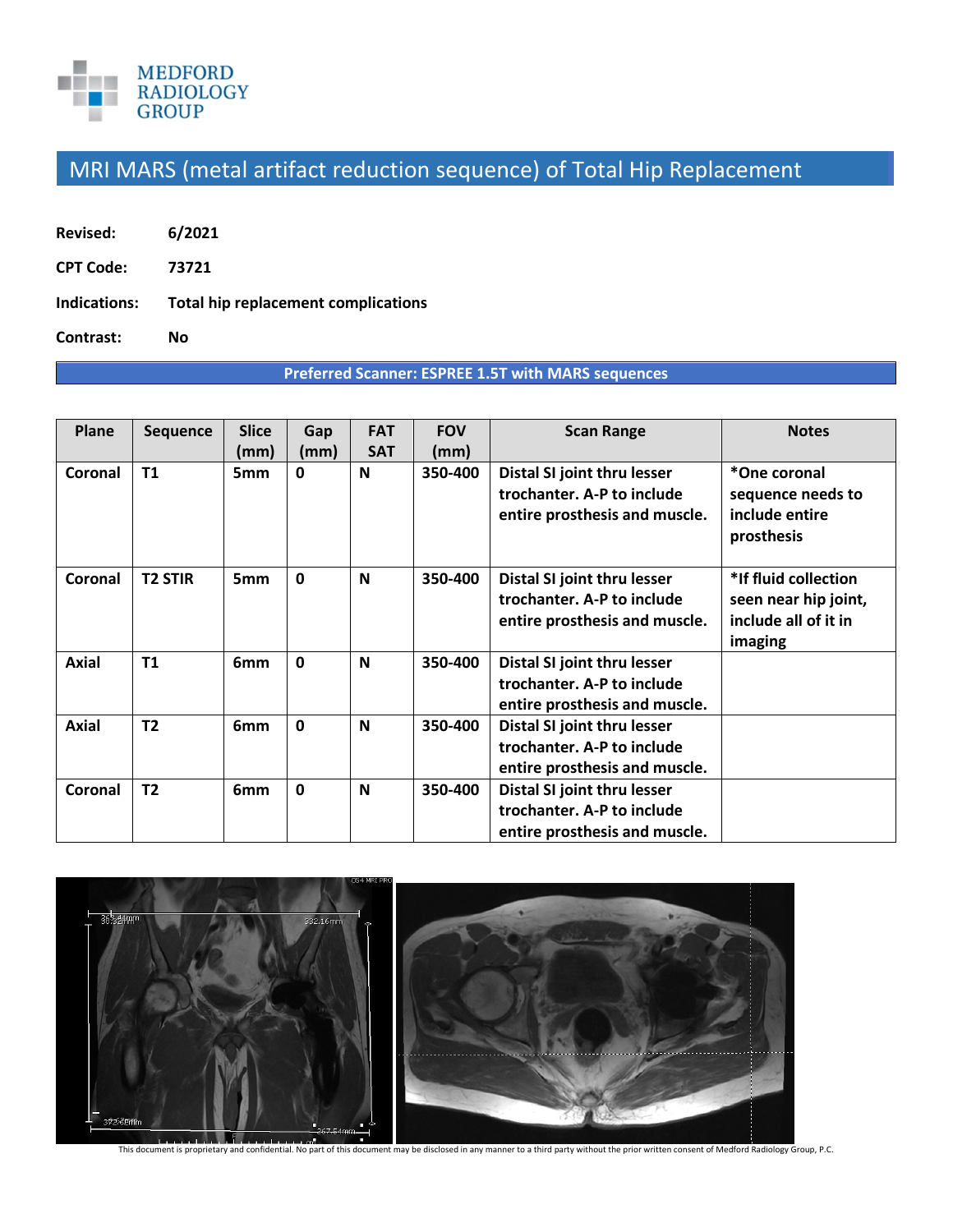MEDFORD RADIOLOGY GROUP

# MRI MARS (metal artifact reduction sequence) of Total Hip Replacement

**Revised:** 6/2021

**CPT Code:** 73721

**Indications:** Total hip replacement complications

**Contrast:** No

**Preferred Scanner: ESPREE 1.5T with MARS sequences**

| Plane | Sequence | Slice (mm) | Gap (mm) | FAT SAT | FOV (mm) | Scan Range | Notes |
|---|---|---|---|---|---|---|---|
| Coronal | T1 | 5mm | 0 | N | 350-400 | Distal SI joint thru lesser trochanter. A-P to include entire prosthesis and muscle. | *One coronal sequence needs to include entire prosthesis |
| Coronal | T2 STIR | 5mm | 0 | N | 350-400 | Distal SI joint thru lesser trochanter. A-P to include entire prosthesis and muscle. | *If fluid collection seen near hip joint, include all of it in imaging |
| Axial | T1 | 6mm | 0 | N | 350-400 | Distal SI joint thru lesser trochanter. A-P to include entire prosthesis and muscle. | |
| Axial | T2 | 6mm | 0 | N | 350-400 | Distal SI joint thru lesser trochanter. A-P to include entire prosthesis and muscle. | |
| Coronal | T2 | 6mm | 0 | N | 350-400 | Distal SI joint thru lesser trochanter. A-P to include entire prosthesis and muscle. | |

This document is proprietary and confidential. No part of this document may be disclosed in any manner to a third party without the prior written consent of Medford Radiology Group, P.C.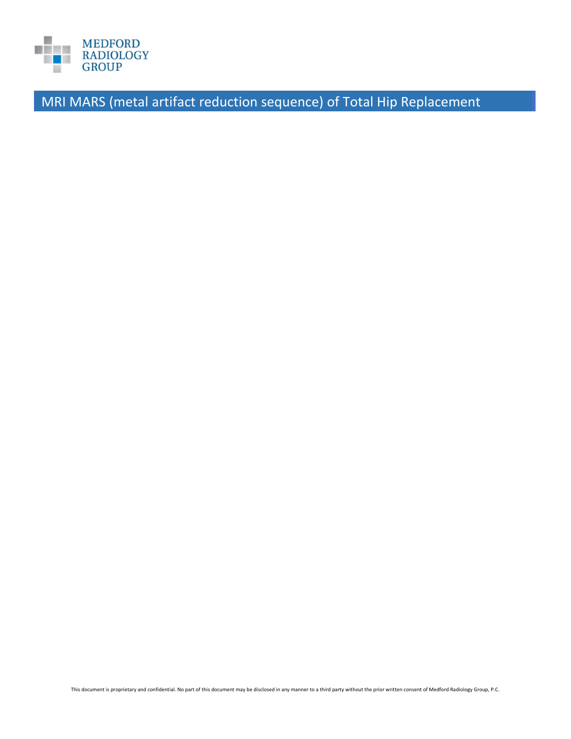MEDFORD RADIOLOGY GROUP

# MRI MARS (metal artifact reduction sequence) of Total Hip Replacement

This document is proprietary and confidential. No part of this document may be disclosed in any manner to a third party without the prior written consent of Medford Radiology Group, P.C.